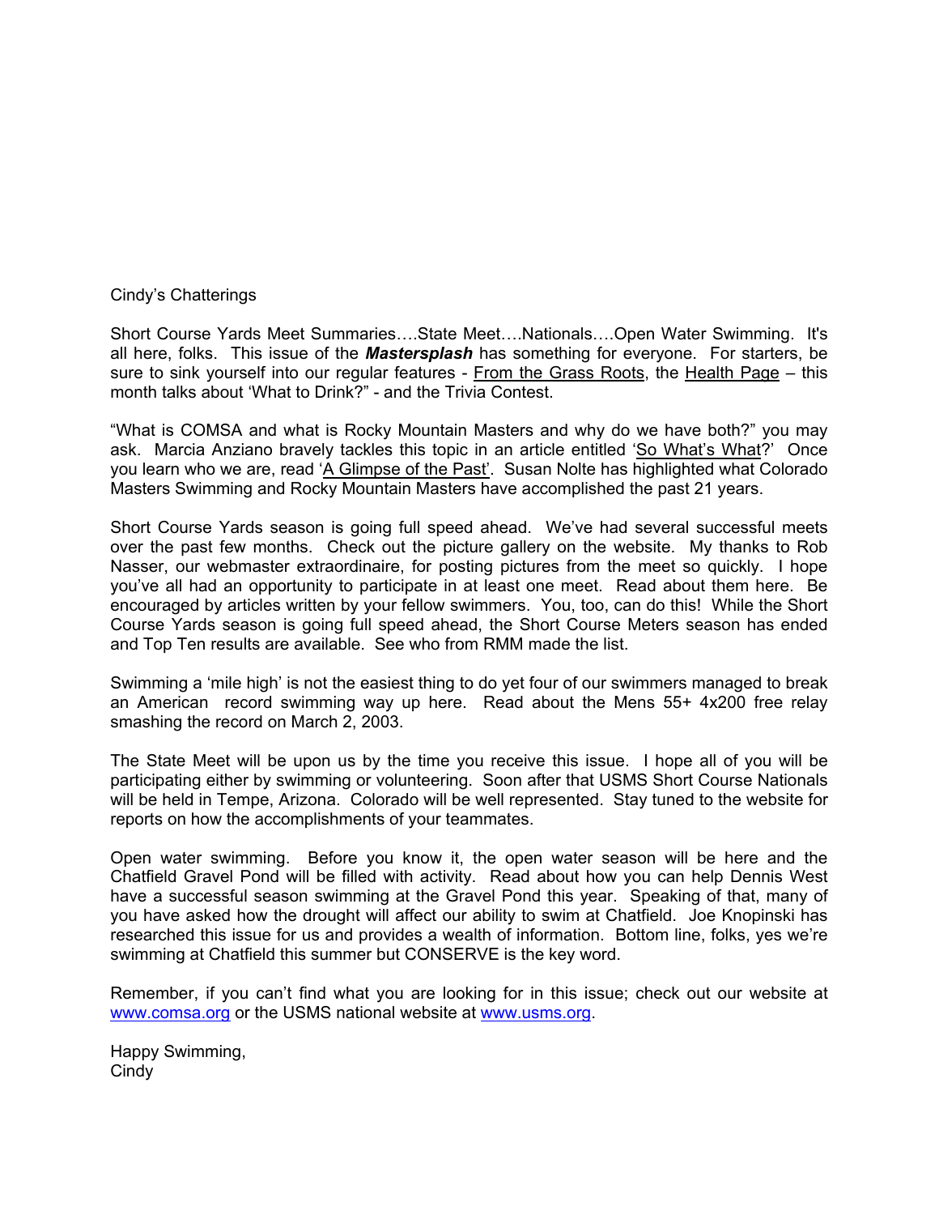# Cindy's Chatterings

Short Course Yards Meet Summaries….State Meet….Nationals….Open Water Swimming. It's all here, folks. This issue of the ***Mastersplash*** has something for everyone. For starters, be sure to sink yourself into our regular features - From the Grass Roots, the Health Page – this month talks about 'What to Drink?" - and the Trivia Contest.

"What is COMSA and what is Rocky Mountain Masters and why do we have both?" you may ask. Marcia Anziano bravely tackles this topic in an article entitled 'So What's What?' Once you learn who we are, read 'A Glimpse of the Past'. Susan Nolte has highlighted what Colorado Masters Swimming and Rocky Mountain Masters have accomplished the past 21 years.

Short Course Yards season is going full speed ahead. We've had several successful meets over the past few months. Check out the picture gallery on the website. My thanks to Rob Nasser, our webmaster extraordinaire, for posting pictures from the meet so quickly. I hope you've all had an opportunity to participate in at least one meet. Read about them here. Be encouraged by articles written by your fellow swimmers. You, too, can do this! While the Short Course Yards season is going full speed ahead, the Short Course Meters season has ended and Top Ten results are available. See who from RMM made the list.

Swimming a 'mile high' is not the easiest thing to do yet four of our swimmers managed to break an American record swimming way up here. Read about the Mens 55+ 4x200 free relay smashing the record on March 2, 2003.

The State Meet will be upon us by the time you receive this issue. I hope all of you will be participating either by swimming or volunteering. Soon after that USMS Short Course Nationals will be held in Tempe, Arizona. Colorado will be well represented. Stay tuned to the website for reports on how the accomplishments of your teammates.

Open water swimming. Before you know it, the open water season will be here and the Chatfield Gravel Pond will be filled with activity. Read about how you can help Dennis West have a successful season swimming at the Gravel Pond this year. Speaking of that, many of you have asked how the drought will affect our ability to swim at Chatfield. Joe Knopinski has researched this issue for us and provides a wealth of information. Bottom line, folks, yes we're swimming at Chatfield this summer but CONSERVE is the key word.

Remember, if you can't find what you are looking for in this issue; check out our website at www.comsa.org or the USMS national website at www.usms.org.

Happy Swimming,
Cindy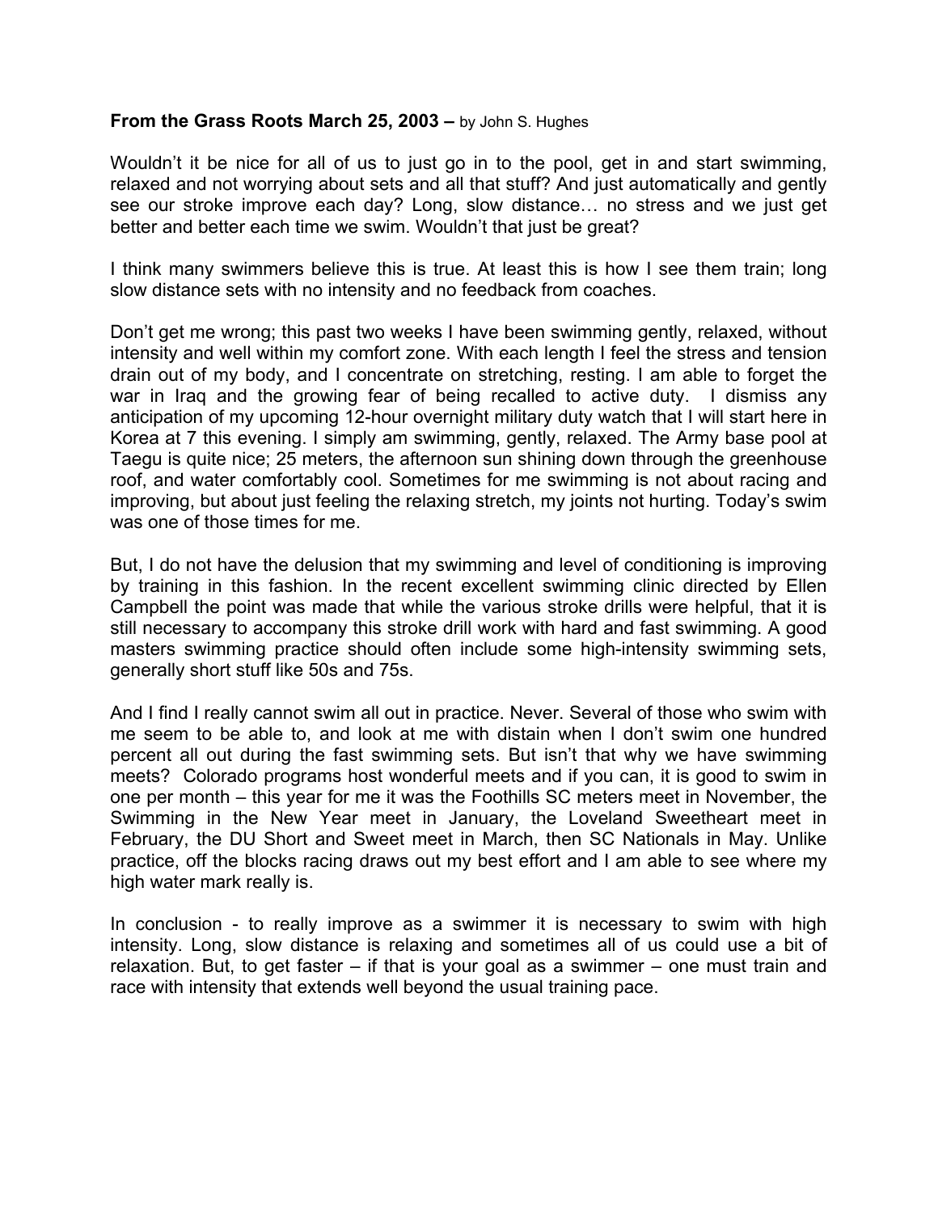**From the Grass Roots March 25, 2003 –** by John S. Hughes

Wouldn't it be nice for all of us to just go in to the pool, get in and start swimming, relaxed and not worrying about sets and all that stuff? And just automatically and gently see our stroke improve each day? Long, slow distance… no stress and we just get better and better each time we swim. Wouldn't that just be great?

I think many swimmers believe this is true. At least this is how I see them train; long slow distance sets with no intensity and no feedback from coaches.

Don't get me wrong; this past two weeks I have been swimming gently, relaxed, without intensity and well within my comfort zone. With each length I feel the stress and tension drain out of my body, and I concentrate on stretching, resting. I am able to forget the war in Iraq and the growing fear of being recalled to active duty. I dismiss any anticipation of my upcoming 12-hour overnight military duty watch that I will start here in Korea at 7 this evening. I simply am swimming, gently, relaxed. The Army base pool at Taegu is quite nice; 25 meters, the afternoon sun shining down through the greenhouse roof, and water comfortably cool. Sometimes for me swimming is not about racing and improving, but about just feeling the relaxing stretch, my joints not hurting. Today's swim was one of those times for me.

But, I do not have the delusion that my swimming and level of conditioning is improving by training in this fashion. In the recent excellent swimming clinic directed by Ellen Campbell the point was made that while the various stroke drills were helpful, that it is still necessary to accompany this stroke drill work with hard and fast swimming. A good masters swimming practice should often include some high-intensity swimming sets, generally short stuff like 50s and 75s.

And I find I really cannot swim all out in practice. Never. Several of those who swim with me seem to be able to, and look at me with distain when I don't swim one hundred percent all out during the fast swimming sets. But isn't that why we have swimming meets? Colorado programs host wonderful meets and if you can, it is good to swim in one per month – this year for me it was the Foothills SC meters meet in November, the Swimming in the New Year meet in January, the Loveland Sweetheart meet in February, the DU Short and Sweet meet in March, then SC Nationals in May. Unlike practice, off the blocks racing draws out my best effort and I am able to see where my high water mark really is.

In conclusion - to really improve as a swimmer it is necessary to swim with high intensity. Long, slow distance is relaxing and sometimes all of us could use a bit of relaxation. But, to get faster – if that is your goal as a swimmer – one must train and race with intensity that extends well beyond the usual training pace.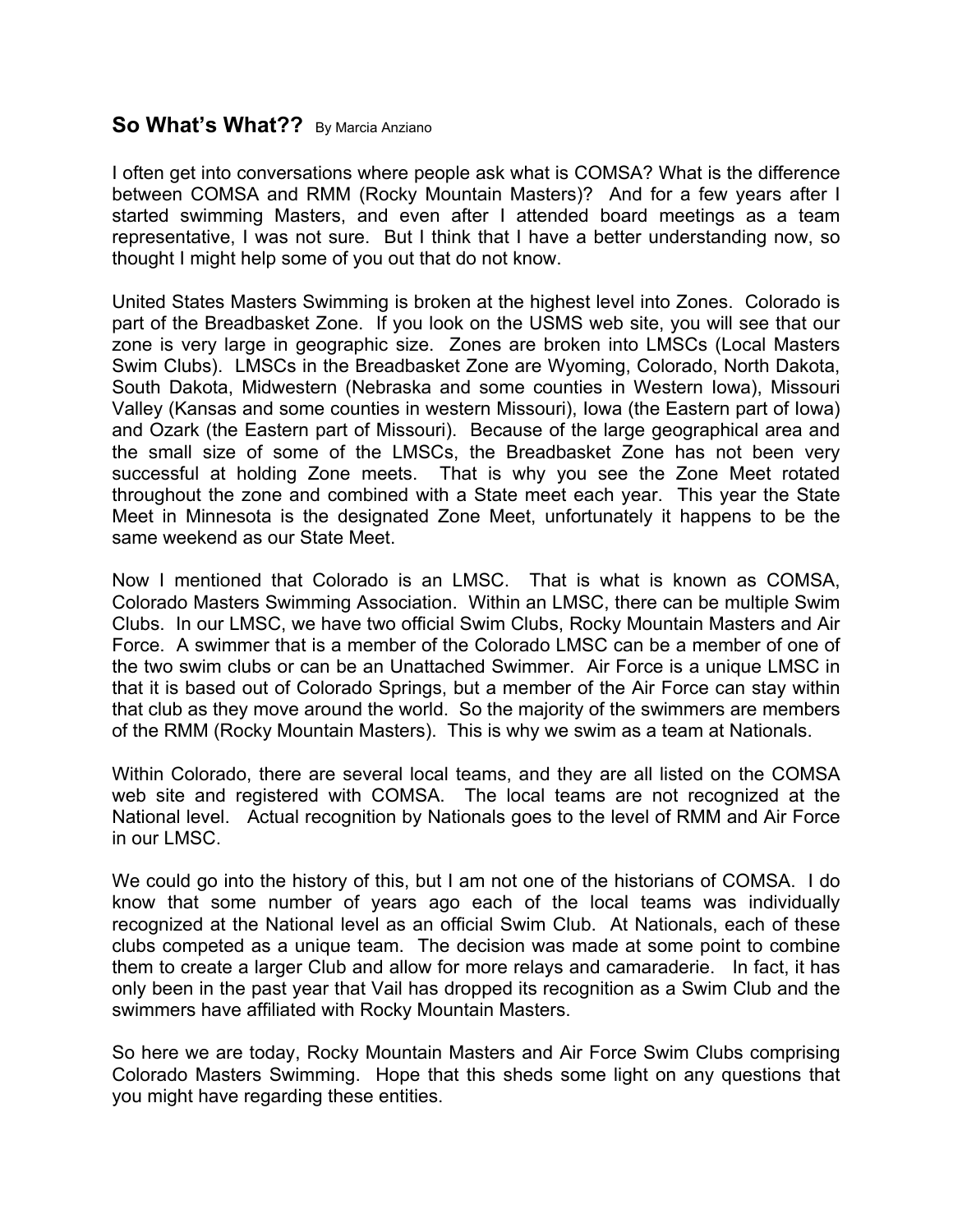## So What's What?? By Marcia Anziano

I often get into conversations where people ask what is COMSA? What is the difference between COMSA and RMM (Rocky Mountain Masters)? And for a few years after I started swimming Masters, and even after I attended board meetings as a team representative, I was not sure. But I think that I have a better understanding now, so thought I might help some of you out that do not know.

United States Masters Swimming is broken at the highest level into Zones. Colorado is part of the Breadbasket Zone. If you look on the USMS web site, you will see that our zone is very large in geographic size. Zones are broken into LMSCs (Local Masters Swim Clubs). LMSCs in the Breadbasket Zone are Wyoming, Colorado, North Dakota, South Dakota, Midwestern (Nebraska and some counties in Western Iowa), Missouri Valley (Kansas and some counties in western Missouri), Iowa (the Eastern part of Iowa) and Ozark (the Eastern part of Missouri). Because of the large geographical area and the small size of some of the LMSCs, the Breadbasket Zone has not been very successful at holding Zone meets. That is why you see the Zone Meet rotated throughout the zone and combined with a State meet each year. This year the State Meet in Minnesota is the designated Zone Meet, unfortunately it happens to be the same weekend as our State Meet.

Now I mentioned that Colorado is an LMSC. That is what is known as COMSA, Colorado Masters Swimming Association. Within an LMSC, there can be multiple Swim Clubs. In our LMSC, we have two official Swim Clubs, Rocky Mountain Masters and Air Force. A swimmer that is a member of the Colorado LMSC can be a member of one of the two swim clubs or can be an Unattached Swimmer. Air Force is a unique LMSC in that it is based out of Colorado Springs, but a member of the Air Force can stay within that club as they move around the world. So the majority of the swimmers are members of the RMM (Rocky Mountain Masters). This is why we swim as a team at Nationals.

Within Colorado, there are several local teams, and they are all listed on the COMSA web site and registered with COMSA. The local teams are not recognized at the National level. Actual recognition by Nationals goes to the level of RMM and Air Force in our LMSC.

We could go into the history of this, but I am not one of the historians of COMSA. I do know that some number of years ago each of the local teams was individually recognized at the National level as an official Swim Club. At Nationals, each of these clubs competed as a unique team. The decision was made at some point to combine them to create a larger Club and allow for more relays and camaraderie. In fact, it has only been in the past year that Vail has dropped its recognition as a Swim Club and the swimmers have affiliated with Rocky Mountain Masters.

So here we are today, Rocky Mountain Masters and Air Force Swim Clubs comprising Colorado Masters Swimming. Hope that this sheds some light on any questions that you might have regarding these entities.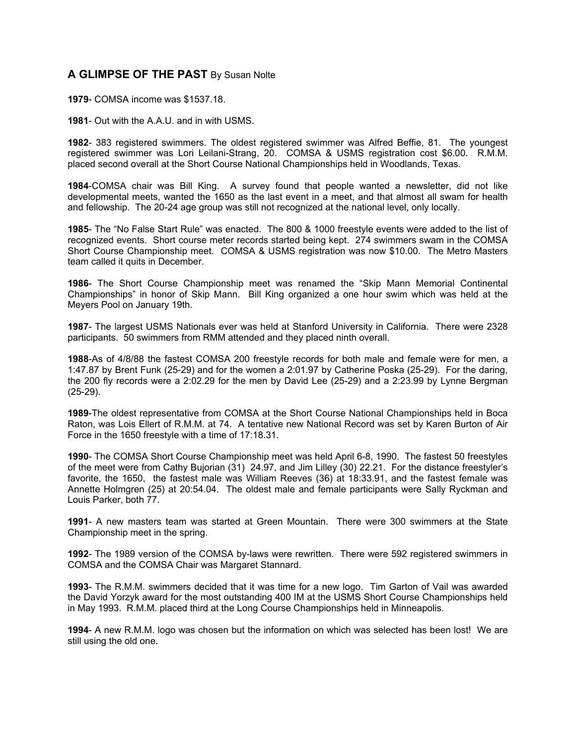## A GLIMPSE OF THE PAST By Susan Nolte

**1979**- COMSA income was $1537.18.

**1981**- Out with the A.A.U. and in with USMS.

**1982**- 383 registered swimmers. The oldest registered swimmer was Alfred Beffie, 81. The youngest registered swimmer was Lori Leilani-Strang, 20. COMSA & USMS registration cost $6.00. R.M.M. placed second overall at the Short Course National Championships held in Woodlands, Texas.

**1984**-COMSA chair was Bill King. A survey found that people wanted a newsletter, did not like developmental meets, wanted the 1650 as the last event in a meet, and that almost all swam for health and fellowship. The 20-24 age group was still not recognized at the national level, only locally.

**1985**- The "No False Start Rule" was enacted. The 800 & 1000 freestyle events were added to the list of recognized events. Short course meter records started being kept. 274 swimmers swam in the COMSA Short Course Championship meet. COMSA & USMS registration was now $10.00. The Metro Masters team called it quits in December.

**1986**- The Short Course Championship meet was renamed the "Skip Mann Memorial Continental Championships" in honor of Skip Mann. Bill King organized a one hour swim which was held at the Meyers Pool on January 19th.

**1987**- The largest USMS Nationals ever was held at Stanford University in California. There were 2328 participants. 50 swimmers from RMM attended and they placed ninth overall.

**1988**-As of 4/8/88 the fastest COMSA 200 freestyle records for both male and female were for men, a 1:47.87 by Brent Funk (25-29) and for the women a 2:01.97 by Catherine Poska (25-29). For the daring, the 200 fly records were a 2:02.29 for the men by David Lee (25-29) and a 2:23.99 by Lynne Bergman (25-29).

**1989**-The oldest representative from COMSA at the Short Course National Championships held in Boca Raton, was Lois Ellert of R.M.M. at 74. A tentative new National Record was set by Karen Burton of Air Force in the 1650 freestyle with a time of 17:18.31.

**1990**- The COMSA Short Course Championship meet was held April 6-8, 1990. The fastest 50 freestyles of the meet were from Cathy Bujorian (31) 24.97, and Jim Lilley (30) 22.21. For the distance freestyler's favorite, the 1650, the fastest male was William Reeves (36) at 18:33.91, and the fastest female was Annette Holmgren (25) at 20:54.04. The oldest male and female participants were Sally Ryckman and Louis Parker, both 77.

**1991**- A new masters team was started at Green Mountain. There were 300 swimmers at the State Championship meet in the spring.

**1992**- The 1989 version of the COMSA by-laws were rewritten. There were 592 registered swimmers in COMSA and the COMSA Chair was Margaret Stannard.

**1993**- The R.M.M. swimmers decided that it was time for a new logo. Tim Garton of Vail was awarded the David Yorzyk award for the most outstanding 400 IM at the USMS Short Course Championships held in May 1993. R.M.M. placed third at the Long Course Championships held in Minneapolis.

**1994**- A new R.M.M. logo was chosen but the information on which was selected has been lost! We are still using the old one.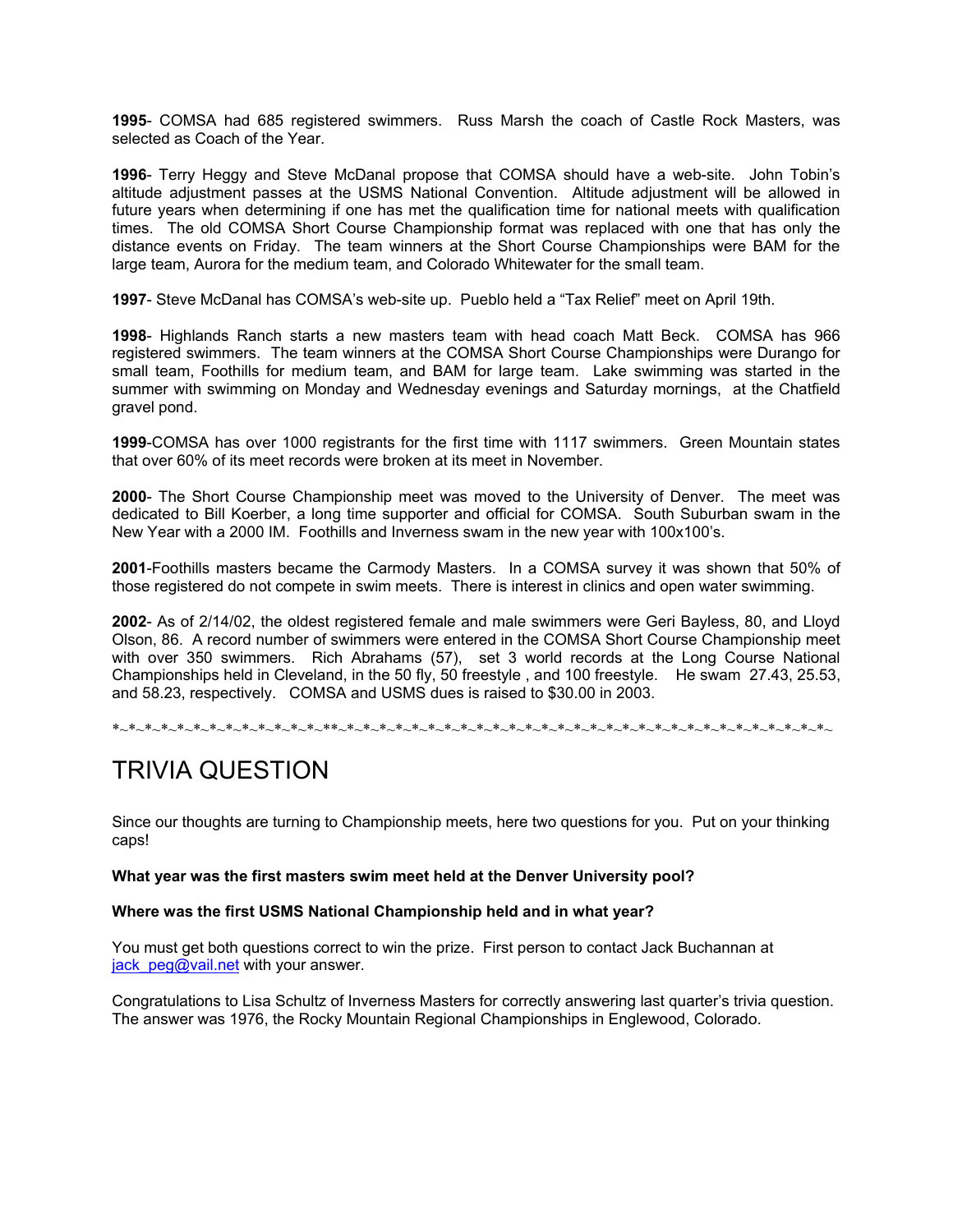**1995**- COMSA had 685 registered swimmers. Russ Marsh the coach of Castle Rock Masters, was selected as Coach of the Year.

**1996**- Terry Heggy and Steve McDanal propose that COMSA should have a web-site. John Tobin's altitude adjustment passes at the USMS National Convention. Altitude adjustment will be allowed in future years when determining if one has met the qualification time for national meets with qualification times. The old COMSA Short Course Championship format was replaced with one that has only the distance events on Friday. The team winners at the Short Course Championships were BAM for the large team, Aurora for the medium team, and Colorado Whitewater for the small team.

**1997**- Steve McDanal has COMSA's web-site up. Pueblo held a "Tax Relief" meet on April 19th.

**1998**- Highlands Ranch starts a new masters team with head coach Matt Beck. COMSA has 966 registered swimmers. The team winners at the COMSA Short Course Championships were Durango for small team, Foothills for medium team, and BAM for large team. Lake swimming was started in the summer with swimming on Monday and Wednesday evenings and Saturday mornings, at the Chatfield gravel pond.

**1999**-COMSA has over 1000 registrants for the first time with 1117 swimmers. Green Mountain states that over 60% of its meet records were broken at its meet in November.

**2000**- The Short Course Championship meet was moved to the University of Denver. The meet was dedicated to Bill Koerber, a long time supporter and official for COMSA. South Suburban swam in the New Year with a 2000 IM. Foothills and Inverness swam in the new year with 100x100's.

**2001**-Foothills masters became the Carmody Masters. In a COMSA survey it was shown that 50% of those registered do not compete in swim meets. There is interest in clinics and open water swimming.

**2002**- As of 2/14/02, the oldest registered female and male swimmers were Geri Bayless, 80, and Lloyd Olson, 86. A record number of swimmers were entered in the COMSA Short Course Championship meet with over 350 swimmers. Rich Abrahams (57), set 3 world records at the Long Course National Championships held in Cleveland, in the 50 fly, 50 freestyle , and 100 freestyle. He swam 27.43, 25.53, and 58.23, respectively. COMSA and USMS dues is raised to $30.00 in 2003.

*~*~*~*~*~*~*~*~*~*~*~*~*~*~**~*~*~*~*~*~*~*~*~*~*~*~*~*~*~*~*~*~*~*~*~*~*~*~*~*~*~*~*~*~*~*~*~

# TRIVIA QUESTION

Since our thoughts are turning to Championship meets, here two questions for you. Put on your thinking caps!

**What year was the first masters swim meet held at the Denver University pool?**

**Where was the first USMS National Championship held and in what year?**

You must get both questions correct to win the prize. First person to contact Jack Buchannan at jack_peg@vail.net with your answer.

Congratulations to Lisa Schultz of Inverness Masters for correctly answering last quarter's trivia question. The answer was 1976, the Rocky Mountain Regional Championships in Englewood, Colorado.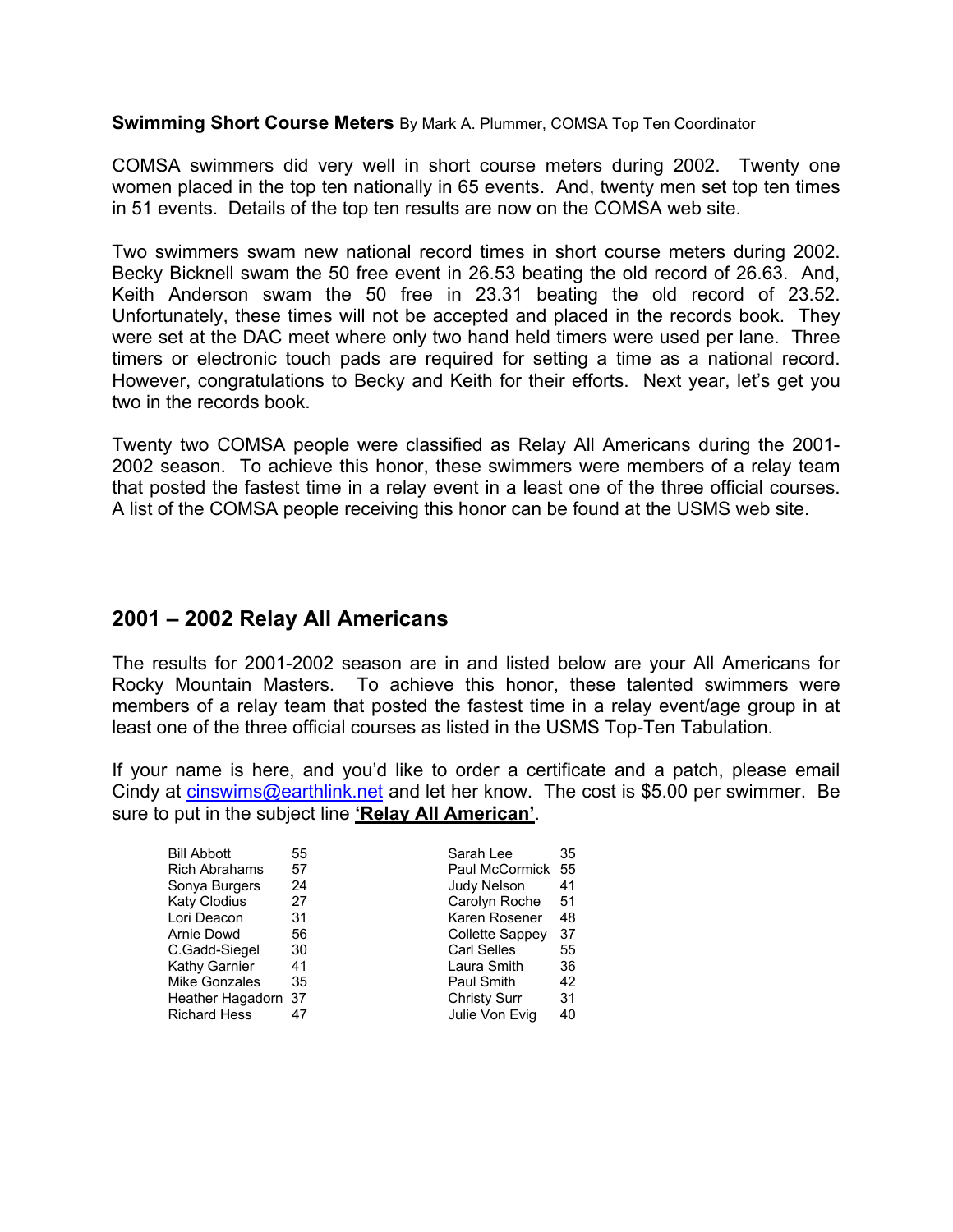**Swimming Short Course Meters** By Mark A. Plummer, COMSA Top Ten Coordinator

COMSA swimmers did very well in short course meters during 2002. Twenty one women placed in the top ten nationally in 65 events. And, twenty men set top ten times in 51 events. Details of the top ten results are now on the COMSA web site.

Two swimmers swam new national record times in short course meters during 2002. Becky Bicknell swam the 50 free event in 26.53 beating the old record of 26.63. And, Keith Anderson swam the 50 free in 23.31 beating the old record of 23.52. Unfortunately, these times will not be accepted and placed in the records book. They were set at the DAC meet where only two hand held timers were used per lane. Three timers or electronic touch pads are required for setting a time as a national record. However, congratulations to Becky and Keith for their efforts. Next year, let's get you two in the records book.

Twenty two COMSA people were classified as Relay All Americans during the 2001-2002 season. To achieve this honor, these swimmers were members of a relay team that posted the fastest time in a relay event in a least one of the three official courses. A list of the COMSA people receiving this honor can be found at the USMS web site.

## 2001 – 2002 Relay All Americans

The results for 2001-2002 season are in and listed below are your All Americans for Rocky Mountain Masters. To achieve this honor, these talented swimmers were members of a relay team that posted the fastest time in a relay event/age group in at least one of the three official courses as listed in the USMS Top-Ten Tabulation.

If your name is here, and you'd like to order a certificate and a patch, please email Cindy at cinswims@earthlink.net and let her know. The cost is $5.00 per swimmer. Be sure to put in the subject line **'Relay All American'**.

| | | | |
|---|---|---|---|
| Bill Abbott | 55 | Sarah Lee | 35 |
| Rich Abrahams | 57 | Paul McCormick | 55 |
| Sonya Burgers | 24 | Judy Nelson | 41 |
| Katy Clodius | 27 | Carolyn Roche | 51 |
| Lori Deacon | 31 | Karen Rosener | 48 |
| Arnie Dowd | 56 | Collette Sappey | 37 |
| C.Gadd-Siegel | 30 | Carl Selles | 55 |
| Kathy Garnier | 41 | Laura Smith | 36 |
| Mike Gonzales | 35 | Paul Smith | 42 |
| Heather Hagadorn | 37 | Christy Surr | 31 |
| Richard Hess | 47 | Julie Von Evig | 40 |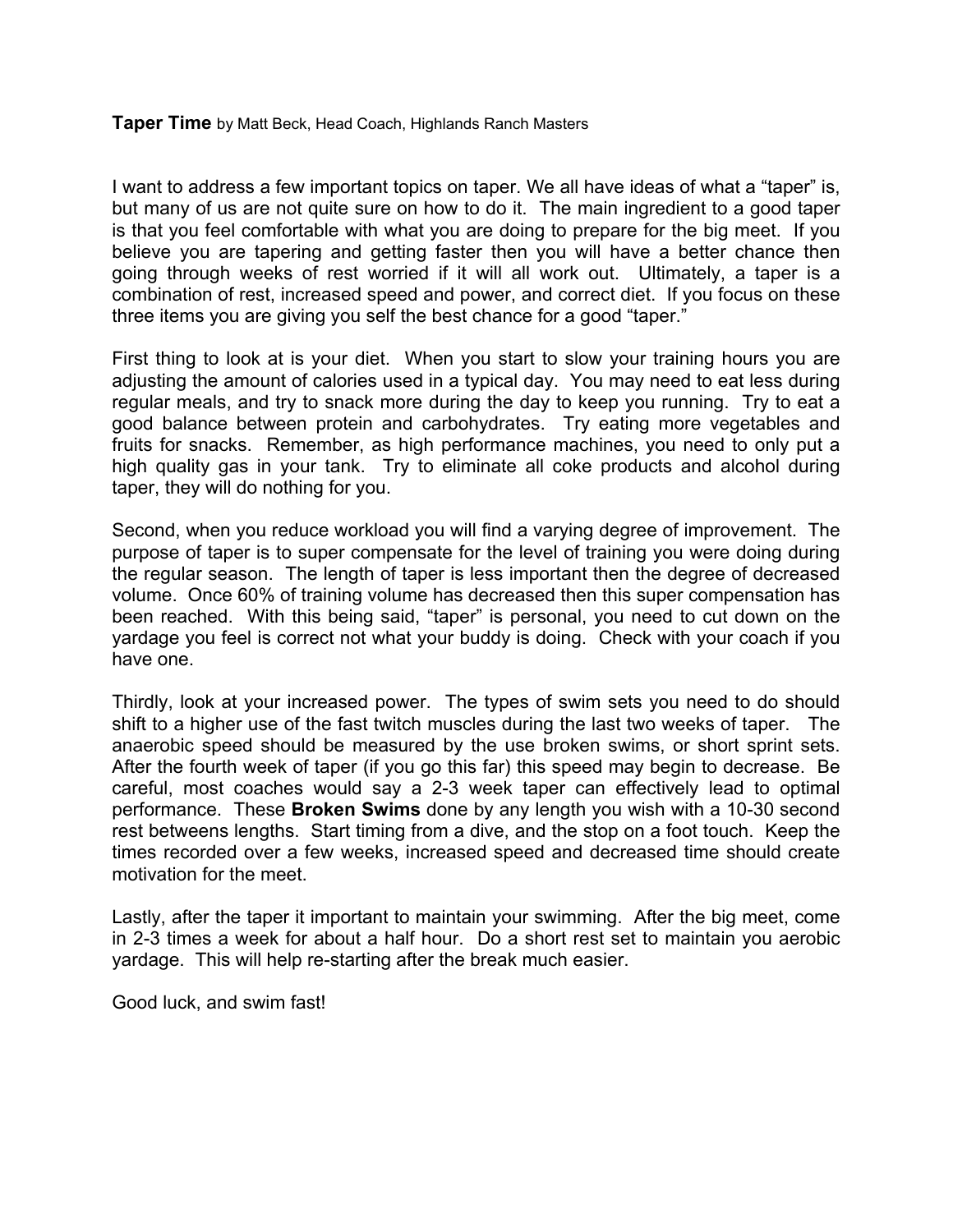**Taper Time** by Matt Beck, Head Coach, Highlands Ranch Masters

I want to address a few important topics on taper. We all have ideas of what a "taper" is, but many of us are not quite sure on how to do it. The main ingredient to a good taper is that you feel comfortable with what you are doing to prepare for the big meet. If you believe you are tapering and getting faster then you will have a better chance then going through weeks of rest worried if it will all work out. Ultimately, a taper is a combination of rest, increased speed and power, and correct diet. If you focus on these three items you are giving you self the best chance for a good "taper."

First thing to look at is your diet. When you start to slow your training hours you are adjusting the amount of calories used in a typical day. You may need to eat less during regular meals, and try to snack more during the day to keep you running. Try to eat a good balance between protein and carbohydrates. Try eating more vegetables and fruits for snacks. Remember, as high performance machines, you need to only put a high quality gas in your tank. Try to eliminate all coke products and alcohol during taper, they will do nothing for you.

Second, when you reduce workload you will find a varying degree of improvement. The purpose of taper is to super compensate for the level of training you were doing during the regular season. The length of taper is less important then the degree of decreased volume. Once 60% of training volume has decreased then this super compensation has been reached. With this being said, "taper" is personal, you need to cut down on the yardage you feel is correct not what your buddy is doing. Check with your coach if you have one.

Thirdly, look at your increased power. The types of swim sets you need to do should shift to a higher use of the fast twitch muscles during the last two weeks of taper. The anaerobic speed should be measured by the use broken swims, or short sprint sets. After the fourth week of taper (if you go this far) this speed may begin to decrease. Be careful, most coaches would say a 2-3 week taper can effectively lead to optimal performance. These **Broken Swims** done by any length you wish with a 10-30 second rest betweens lengths. Start timing from a dive, and the stop on a foot touch. Keep the times recorded over a few weeks, increased speed and decreased time should create motivation for the meet.

Lastly, after the taper it important to maintain your swimming. After the big meet, come in 2-3 times a week for about a half hour. Do a short rest set to maintain you aerobic yardage. This will help re-starting after the break much easier.

Good luck, and swim fast!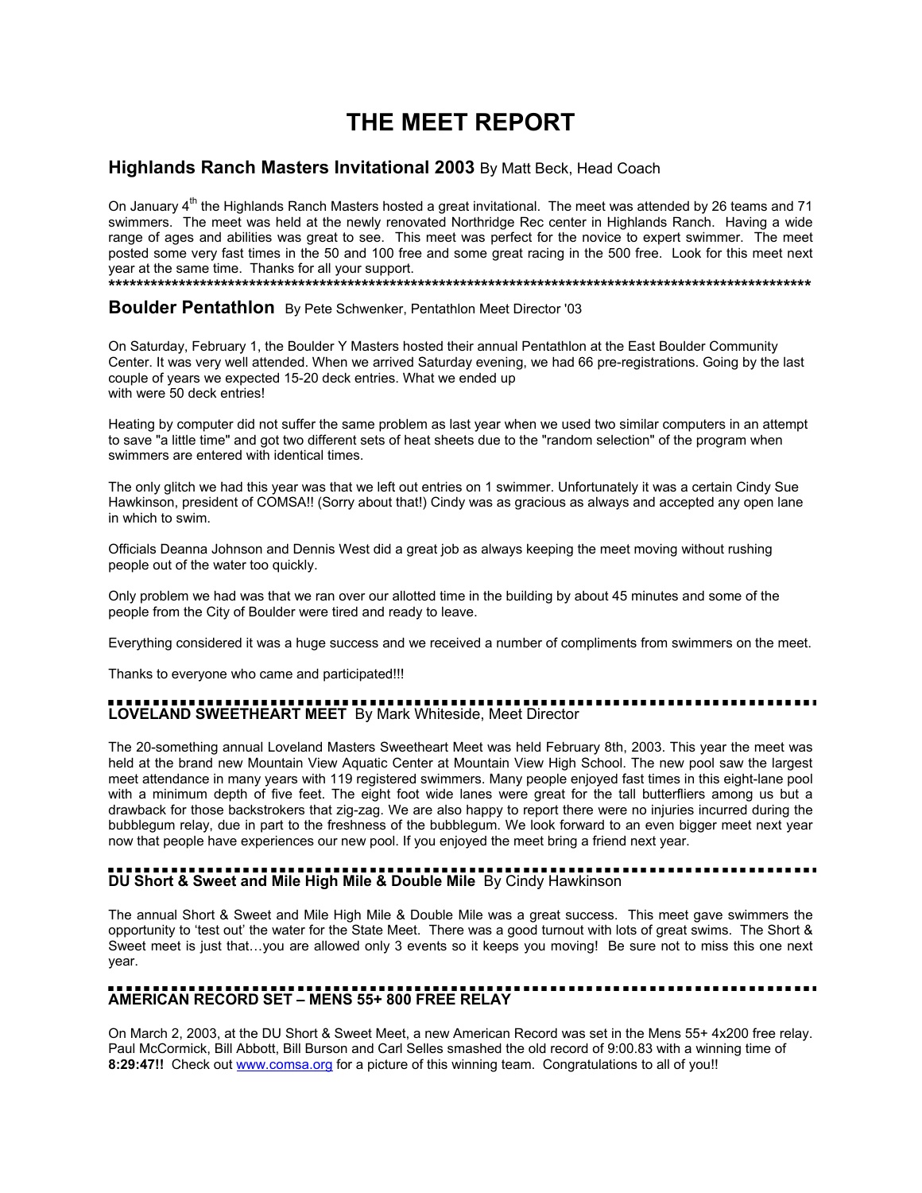# THE MEET REPORT

## Highlands Ranch Masters Invitational 2003 By Matt Beck, Head Coach

On January 4th the Highlands Ranch Masters hosted a great invitational. The meet was attended by 26 teams and 71 swimmers. The meet was held at the newly renovated Northridge Rec center in Highlands Ranch. Having a wide range of ages and abilities was great to see. This meet was perfect for the novice to expert swimmer. The meet posted some very fast times in the 50 and 100 free and some great racing in the 500 free. Look for this meet next year at the same time. Thanks for all your support.

****************************************************************************************************

## Boulder Pentathlon By Pete Schwenker, Pentathlon Meet Director '03

On Saturday, February 1, the Boulder Y Masters hosted their annual Pentathlon at the East Boulder Community Center. It was very well attended. When we arrived Saturday evening, we had 66 pre-registrations. Going by the last couple of years we expected 15-20 deck entries. What we ended up with were 50 deck entries!

Heating by computer did not suffer the same problem as last year when we used two similar computers in an attempt to save "a little time" and got two different sets of heat sheets due to the "random selection" of the program when swimmers are entered with identical times.

The only glitch we had this year was that we left out entries on 1 swimmer. Unfortunately it was a certain Cindy Sue Hawkinson, president of COMSA!! (Sorry about that!) Cindy was as gracious as always and accepted any open lane in which to swim.

Officials Deanna Johnson and Dennis West did a great job as always keeping the meet moving without rushing people out of the water too quickly.

Only problem we had was that we ran over our allotted time in the building by about 45 minutes and some of the people from the City of Boulder were tired and ready to leave.

Everything considered it was a huge success and we received a number of compliments from swimmers on the meet.

Thanks to everyone who came and participated!!!

## LOVELAND SWEETHEART MEET By Mark Whiteside, Meet Director

The 20-something annual Loveland Masters Sweetheart Meet was held February 8th, 2003. This year the meet was held at the brand new Mountain View Aquatic Center at Mountain View High School. The new pool saw the largest meet attendance in many years with 119 registered swimmers. Many people enjoyed fast times in this eight-lane pool with a minimum depth of five feet. The eight foot wide lanes were great for the tall butterfliers among us but a drawback for those backstrokers that zig-zag. We are also happy to report there were no injuries incurred during the bubblegum relay, due in part to the freshness of the bubblegum. We look forward to an even bigger meet next year now that people have experiences our new pool. If you enjoyed the meet bring a friend next year.

## DU Short & Sweet and Mile High Mile & Double Mile By Cindy Hawkinson

The annual Short & Sweet and Mile High Mile & Double Mile was a great success. This meet gave swimmers the opportunity to 'test out' the water for the State Meet. There was a good turnout with lots of great swims. The Short & Sweet meet is just that…you are allowed only 3 events so it keeps you moving! Be sure not to miss this one next year.

## AMERICAN RECORD SET – MENS 55+ 800 FREE RELAY

On March 2, 2003, at the DU Short & Sweet Meet, a new American Record was set in the Mens 55+ 4x200 free relay. Paul McCormick, Bill Abbott, Bill Burson and Carl Selles smashed the old record of 9:00.83 with a winning time of **8:29:47!!** Check out www.comsa.org for a picture of this winning team. Congratulations to all of you!!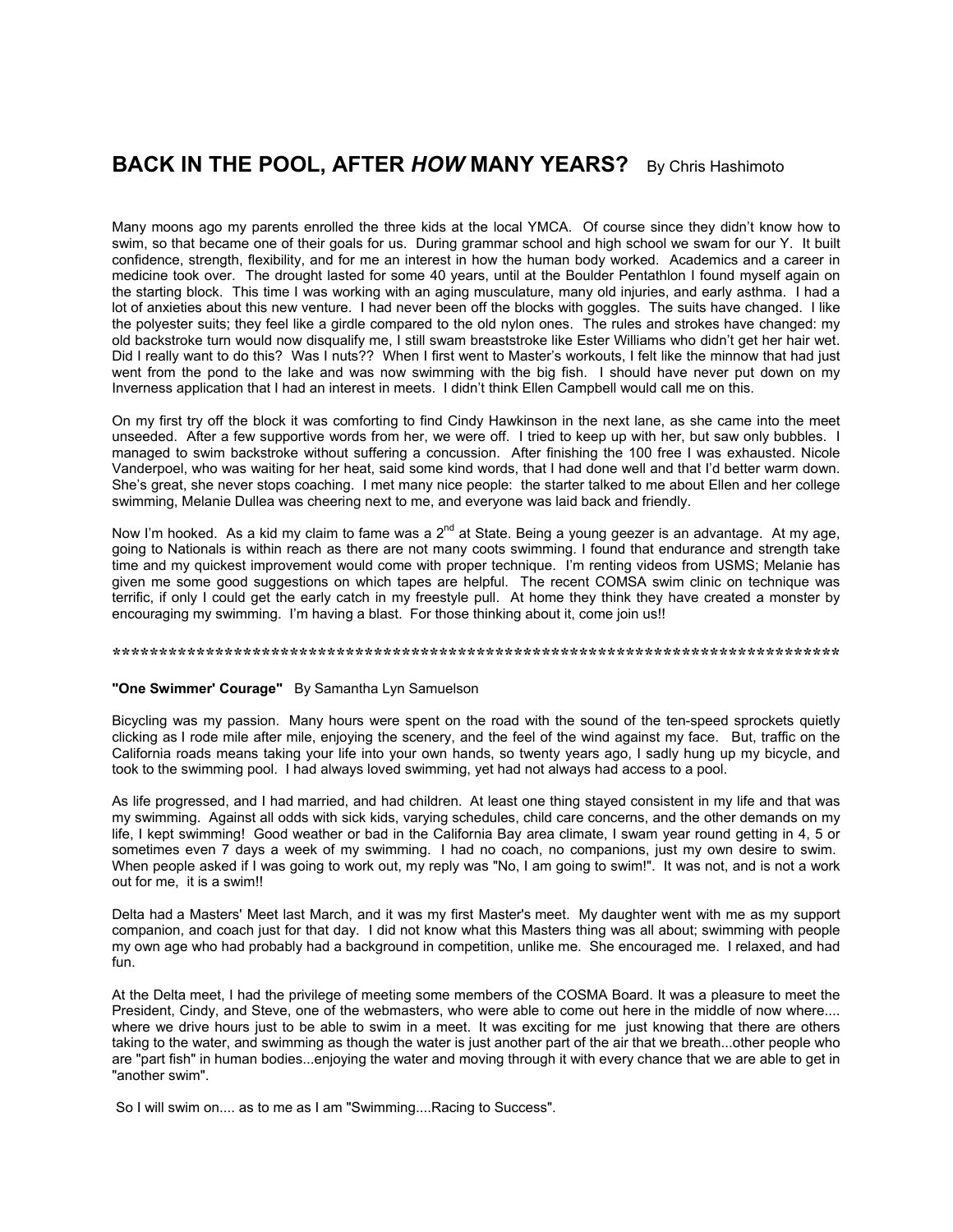## BACK IN THE POOL, AFTER *HOW* MANY YEARS? By Chris Hashimoto

Many moons ago my parents enrolled the three kids at the local YMCA. Of course since they didn't know how to swim, so that became one of their goals for us. During grammar school and high school we swam for our Y. It built confidence, strength, flexibility, and for me an interest in how the human body worked. Academics and a career in medicine took over. The drought lasted for some 40 years, until at the Boulder Pentathlon I found myself again on the starting block. This time I was working with an aging musculature, many old injuries, and early asthma. I had a lot of anxieties about this new venture. I had never been off the blocks with goggles. The suits have changed. I like the polyester suits; they feel like a girdle compared to the old nylon ones. The rules and strokes have changed: my old backstroke turn would now disqualify me, I still swam breaststroke like Ester Williams who didn't get her hair wet. Did I really want to do this? Was I nuts?? When I first went to Master's workouts, I felt like the minnow that had just went from the pond to the lake and was now swimming with the big fish. I should have never put down on my Inverness application that I had an interest in meets. I didn't think Ellen Campbell would call me on this.

On my first try off the block it was comforting to find Cindy Hawkinson in the next lane, as she came into the meet unseeded. After a few supportive words from her, we were off. I tried to keep up with her, but saw only bubbles. I managed to swim backstroke without suffering a concussion. After finishing the 100 free I was exhausted. Nicole Vanderpoel, who was waiting for her heat, said some kind words, that I had done well and that I'd better warm down. She's great, she never stops coaching. I met many nice people: the starter talked to me about Ellen and her college swimming, Melanie Dullea was cheering next to me, and everyone was laid back and friendly.

Now I'm hooked. As a kid my claim to fame was a 2nd at State. Being a young geezer is an advantage. At my age, going to Nationals is within reach as there are not many coots swimming. I found that endurance and strength take time and my quickest improvement would come with proper technique. I'm renting videos from USMS; Melanie has given me some good suggestions on which tapes are helpful. The recent COMSA swim clinic on technique was terrific, if only I could get the early catch in my freestyle pull. At home they think they have created a monster by encouraging my swimming. I'm having a blast. For those thinking about it, come join us!!

*************************************************************************************

**"One Swimmer' Courage"** By Samantha Lyn Samuelson

Bicycling was my passion. Many hours were spent on the road with the sound of the ten-speed sprockets quietly clicking as I rode mile after mile, enjoying the scenery, and the feel of the wind against my face. But, traffic on the California roads means taking your life into your own hands, so twenty years ago, I sadly hung up my bicycle, and took to the swimming pool. I had always loved swimming, yet had not always had access to a pool.

As life progressed, and I had married, and had children. At least one thing stayed consistent in my life and that was my swimming. Against all odds with sick kids, varying schedules, child care concerns, and the other demands on my life, I kept swimming! Good weather or bad in the California Bay area climate, I swam year round getting in 4, 5 or sometimes even 7 days a week of my swimming. I had no coach, no companions, just my own desire to swim. When people asked if I was going to work out, my reply was "No, I am going to swim!". It was not, and is not a work out for me, it is a swim!!

Delta had a Masters' Meet last March, and it was my first Master's meet. My daughter went with me as my support companion, and coach just for that day. I did not know what this Masters thing was all about; swimming with people my own age who had probably had a background in competition, unlike me. She encouraged me. I relaxed, and had fun.

At the Delta meet, I had the privilege of meeting some members of the COSMA Board. It was a pleasure to meet the President, Cindy, and Steve, one of the webmasters, who were able to come out here in the middle of now where.... where we drive hours just to be able to swim in a meet. It was exciting for me just knowing that there are others taking to the water, and swimming as though the water is just another part of the air that we breath...other people who are "part fish" in human bodies...enjoying the water and moving through it with every chance that we are able to get in "another swim".

So I will swim on.... as to me as I am "Swimming....Racing to Success".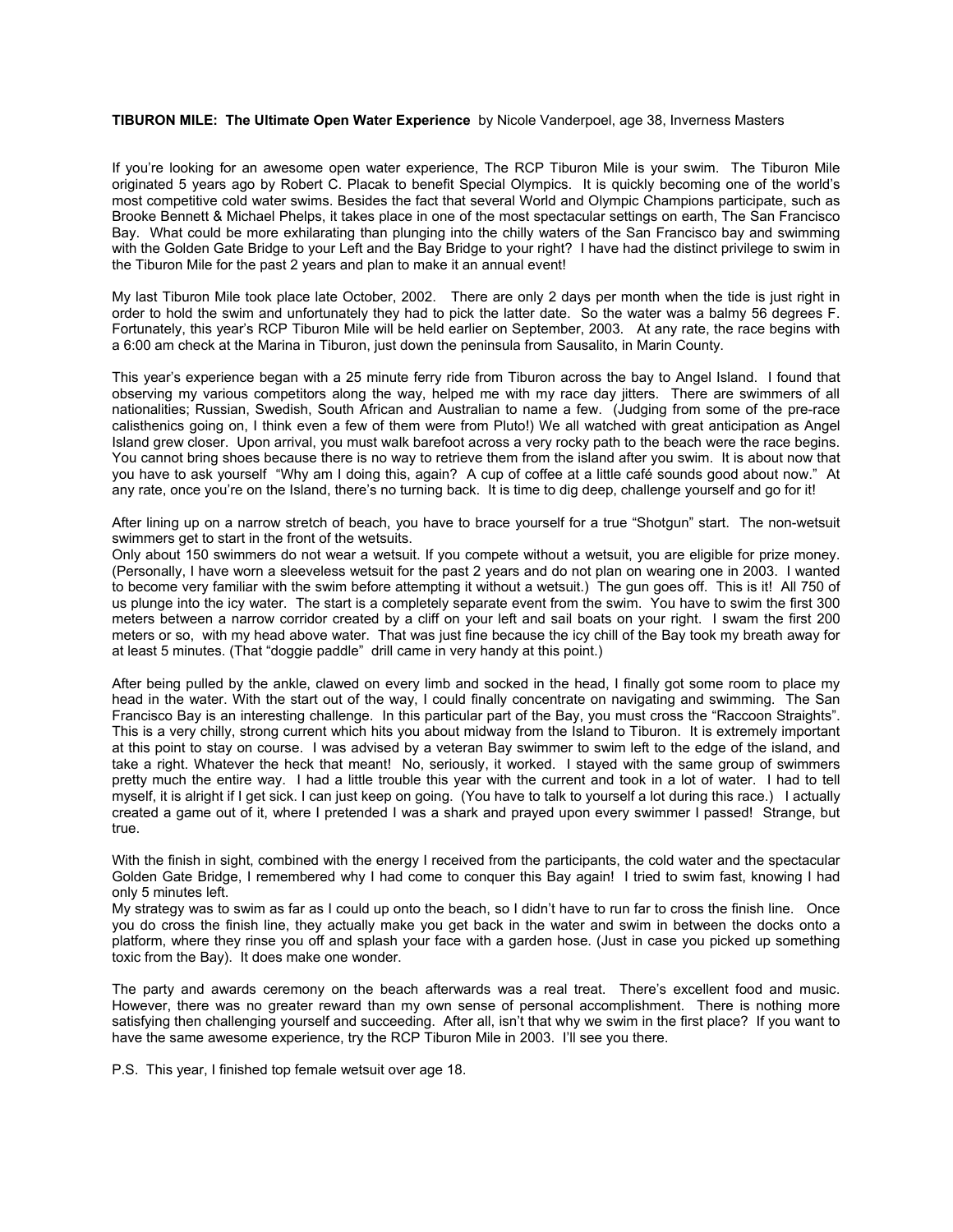**TIBURON MILE: The Ultimate Open Water Experience** by Nicole Vanderpoel, age 38, Inverness Masters

If you're looking for an awesome open water experience, The RCP Tiburon Mile is your swim. The Tiburon Mile originated 5 years ago by Robert C. Placak to benefit Special Olympics. It is quickly becoming one of the world's most competitive cold water swims. Besides the fact that several World and Olympic Champions participate, such as Brooke Bennett & Michael Phelps, it takes place in one of the most spectacular settings on earth, The San Francisco Bay. What could be more exhilarating than plunging into the chilly waters of the San Francisco bay and swimming with the Golden Gate Bridge to your Left and the Bay Bridge to your right? I have had the distinct privilege to swim in the Tiburon Mile for the past 2 years and plan to make it an annual event!

My last Tiburon Mile took place late October, 2002. There are only 2 days per month when the tide is just right in order to hold the swim and unfortunately they had to pick the latter date. So the water was a balmy 56 degrees F. Fortunately, this year's RCP Tiburon Mile will be held earlier on September, 2003. At any rate, the race begins with a 6:00 am check at the Marina in Tiburon, just down the peninsula from Sausalito, in Marin County.

This year's experience began with a 25 minute ferry ride from Tiburon across the bay to Angel Island. I found that observing my various competitors along the way, helped me with my race day jitters. There are swimmers of all nationalities; Russian, Swedish, South African and Australian to name a few. (Judging from some of the pre-race calisthenics going on, I think even a few of them were from Pluto!) We all watched with great anticipation as Angel Island grew closer. Upon arrival, you must walk barefoot across a very rocky path to the beach were the race begins. You cannot bring shoes because there is no way to retrieve them from the island after you swim. It is about now that you have to ask yourself "Why am I doing this, again? A cup of coffee at a little café sounds good about now." At any rate, once you're on the Island, there's no turning back. It is time to dig deep, challenge yourself and go for it!

After lining up on a narrow stretch of beach, you have to brace yourself for a true "Shotgun" start. The non-wetsuit swimmers get to start in the front of the wetsuits.
Only about 150 swimmers do not wear a wetsuit. If you compete without a wetsuit, you are eligible for prize money. (Personally, I have worn a sleeveless wetsuit for the past 2 years and do not plan on wearing one in 2003. I wanted to become very familiar with the swim before attempting it without a wetsuit.) The gun goes off. This is it! All 750 of us plunge into the icy water. The start is a completely separate event from the swim. You have to swim the first 300 meters between a narrow corridor created by a cliff on your left and sail boats on your right. I swam the first 200 meters or so, with my head above water. That was just fine because the icy chill of the Bay took my breath away for at least 5 minutes. (That "doggie paddle" drill came in very handy at this point.)

After being pulled by the ankle, clawed on every limb and socked in the head, I finally got some room to place my head in the water. With the start out of the way, I could finally concentrate on navigating and swimming. The San Francisco Bay is an interesting challenge. In this particular part of the Bay, you must cross the "Raccoon Straights". This is a very chilly, strong current which hits you about midway from the Island to Tiburon. It is extremely important at this point to stay on course. I was advised by a veteran Bay swimmer to swim left to the edge of the island, and take a right. Whatever the heck that meant! No, seriously, it worked. I stayed with the same group of swimmers pretty much the entire way. I had a little trouble this year with the current and took in a lot of water. I had to tell myself, it is alright if I get sick. I can just keep on going. (You have to talk to yourself a lot during this race.) I actually created a game out of it, where I pretended I was a shark and prayed upon every swimmer I passed! Strange, but true.

With the finish in sight, combined with the energy I received from the participants, the cold water and the spectacular Golden Gate Bridge, I remembered why I had come to conquer this Bay again! I tried to swim fast, knowing I had only 5 minutes left.
My strategy was to swim as far as I could up onto the beach, so I didn't have to run far to cross the finish line. Once you do cross the finish line, they actually make you get back in the water and swim in between the docks onto a platform, where they rinse you off and splash your face with a garden hose. (Just in case you picked up something toxic from the Bay). It does make one wonder.

The party and awards ceremony on the beach afterwards was a real treat. There's excellent food and music. However, there was no greater reward than my own sense of personal accomplishment. There is nothing more satisfying then challenging yourself and succeeding. After all, isn't that why we swim in the first place? If you want to have the same awesome experience, try the RCP Tiburon Mile in 2003. I'll see you there.

P.S. This year, I finished top female wetsuit over age 18.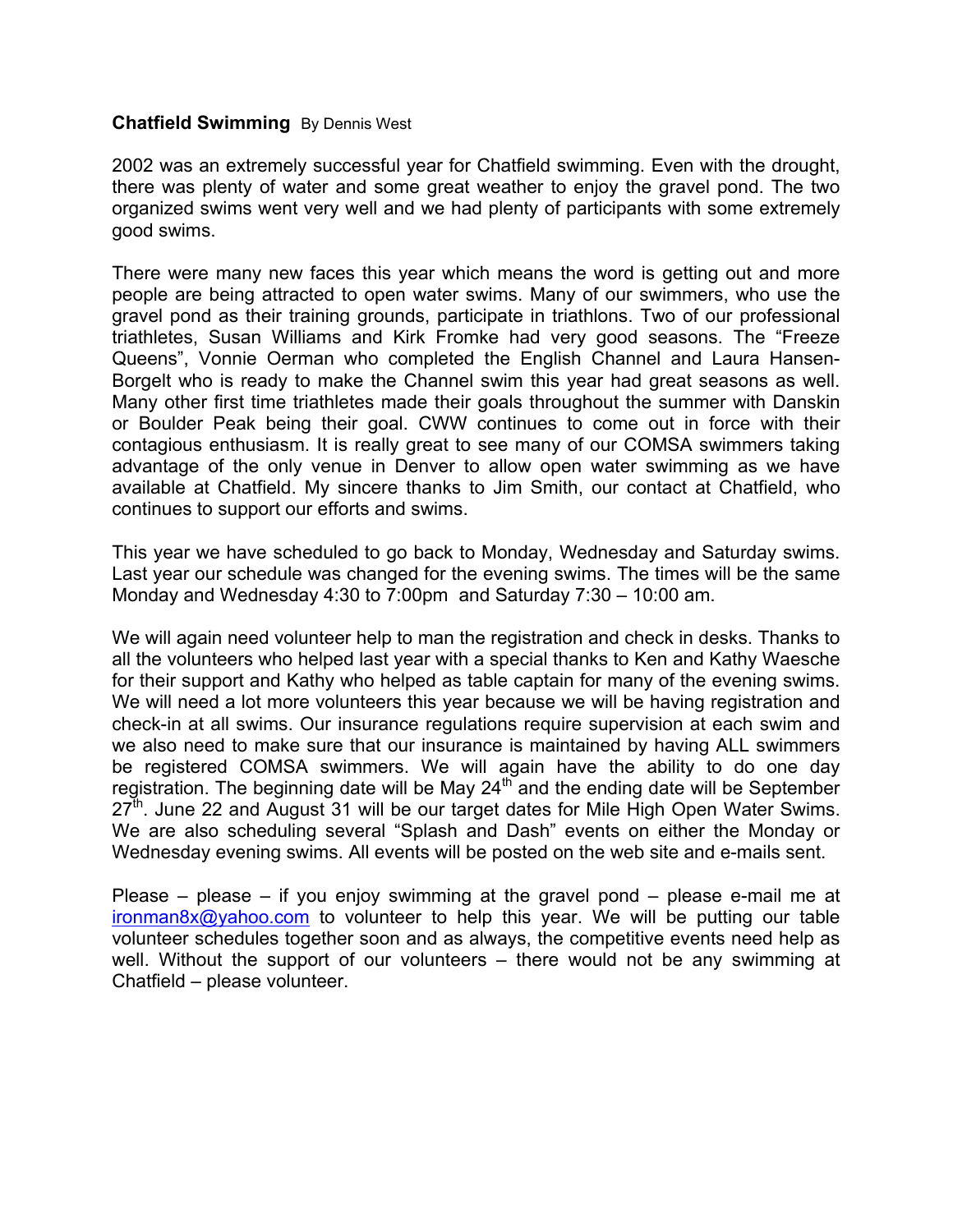**Chatfield Swimming** By Dennis West

2002 was an extremely successful year for Chatfield swimming. Even with the drought, there was plenty of water and some great weather to enjoy the gravel pond. The two organized swims went very well and we had plenty of participants with some extremely good swims.

There were many new faces this year which means the word is getting out and more people are being attracted to open water swims. Many of our swimmers, who use the gravel pond as their training grounds, participate in triathlons. Two of our professional triathletes, Susan Williams and Kirk Fromke had very good seasons. The "Freeze Queens", Vonnie Oerman who completed the English Channel and Laura Hansen-Borgelt who is ready to make the Channel swim this year had great seasons as well. Many other first time triathletes made their goals throughout the summer with Danskin or Boulder Peak being their goal. CWW continues to come out in force with their contagious enthusiasm. It is really great to see many of our COMSA swimmers taking advantage of the only venue in Denver to allow open water swimming as we have available at Chatfield. My sincere thanks to Jim Smith, our contact at Chatfield, who continues to support our efforts and swims.

This year we have scheduled to go back to Monday, Wednesday and Saturday swims. Last year our schedule was changed for the evening swims. The times will be the same Monday and Wednesday 4:30 to 7:00pm and Saturday 7:30 – 10:00 am.

We will again need volunteer help to man the registration and check in desks. Thanks to all the volunteers who helped last year with a special thanks to Ken and Kathy Waesche for their support and Kathy who helped as table captain for many of the evening swims. We will need a lot more volunteers this year because we will be having registration and check-in at all swims. Our insurance regulations require supervision at each swim and we also need to make sure that our insurance is maintained by having ALL swimmers be registered COMSA swimmers. We will again have the ability to do one day registration. The beginning date will be May 24th and the ending date will be September 27th. June 22 and August 31 will be our target dates for Mile High Open Water Swims. We are also scheduling several "Splash and Dash" events on either the Monday or Wednesday evening swims. All events will be posted on the web site and e-mails sent.

Please – please – if you enjoy swimming at the gravel pond – please e-mail me at ironman8x@yahoo.com to volunteer to help this year. We will be putting our table volunteer schedules together soon and as always, the competitive events need help as well. Without the support of our volunteers – there would not be any swimming at Chatfield – please volunteer.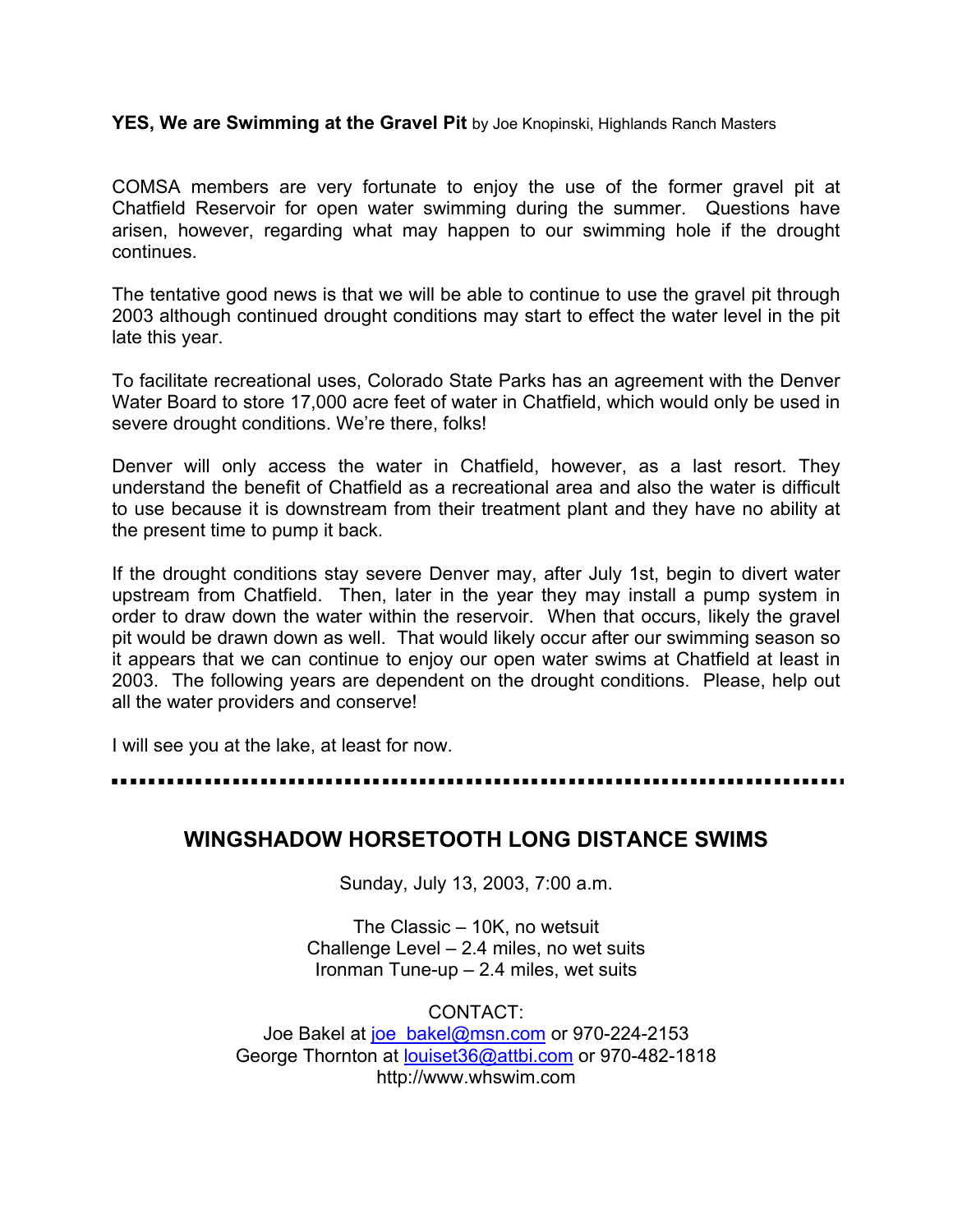**YES, We are Swimming at the Gravel Pit** by Joe Knopinski, Highlands Ranch Masters

COMSA members are very fortunate to enjoy the use of the former gravel pit at Chatfield Reservoir for open water swimming during the summer. Questions have arisen, however, regarding what may happen to our swimming hole if the drought continues.

The tentative good news is that we will be able to continue to use the gravel pit through 2003 although continued drought conditions may start to effect the water level in the pit late this year.

To facilitate recreational uses, Colorado State Parks has an agreement with the Denver Water Board to store 17,000 acre feet of water in Chatfield, which would only be used in severe drought conditions. We're there, folks!

Denver will only access the water in Chatfield, however, as a last resort. They understand the benefit of Chatfield as a recreational area and also the water is difficult to use because it is downstream from their treatment plant and they have no ability at the present time to pump it back.

If the drought conditions stay severe Denver may, after July 1st, begin to divert water upstream from Chatfield. Then, later in the year they may install a pump system in order to draw down the water within the reservoir. When that occurs, likely the gravel pit would be drawn down as well. That would likely occur after our swimming season so it appears that we can continue to enjoy our open water swims at Chatfield at least in 2003. The following years are dependent on the drought conditions. Please, help out all the water providers and conserve!

I will see you at the lake, at least for now.

---

## WINGSHADOW HORSETOOTH LONG DISTANCE SWIMS

Sunday, July 13, 2003, 7:00 a.m.

The Classic – 10K, no wetsuit
Challenge Level – 2.4 miles, no wet suits
Ironman Tune-up – 2.4 miles, wet suits

CONTACT:
Joe Bakel at joe_bakel@msn.com or 970-224-2153
George Thornton at louiset36@attbi.com or 970-482-1818
http://www.whswim.com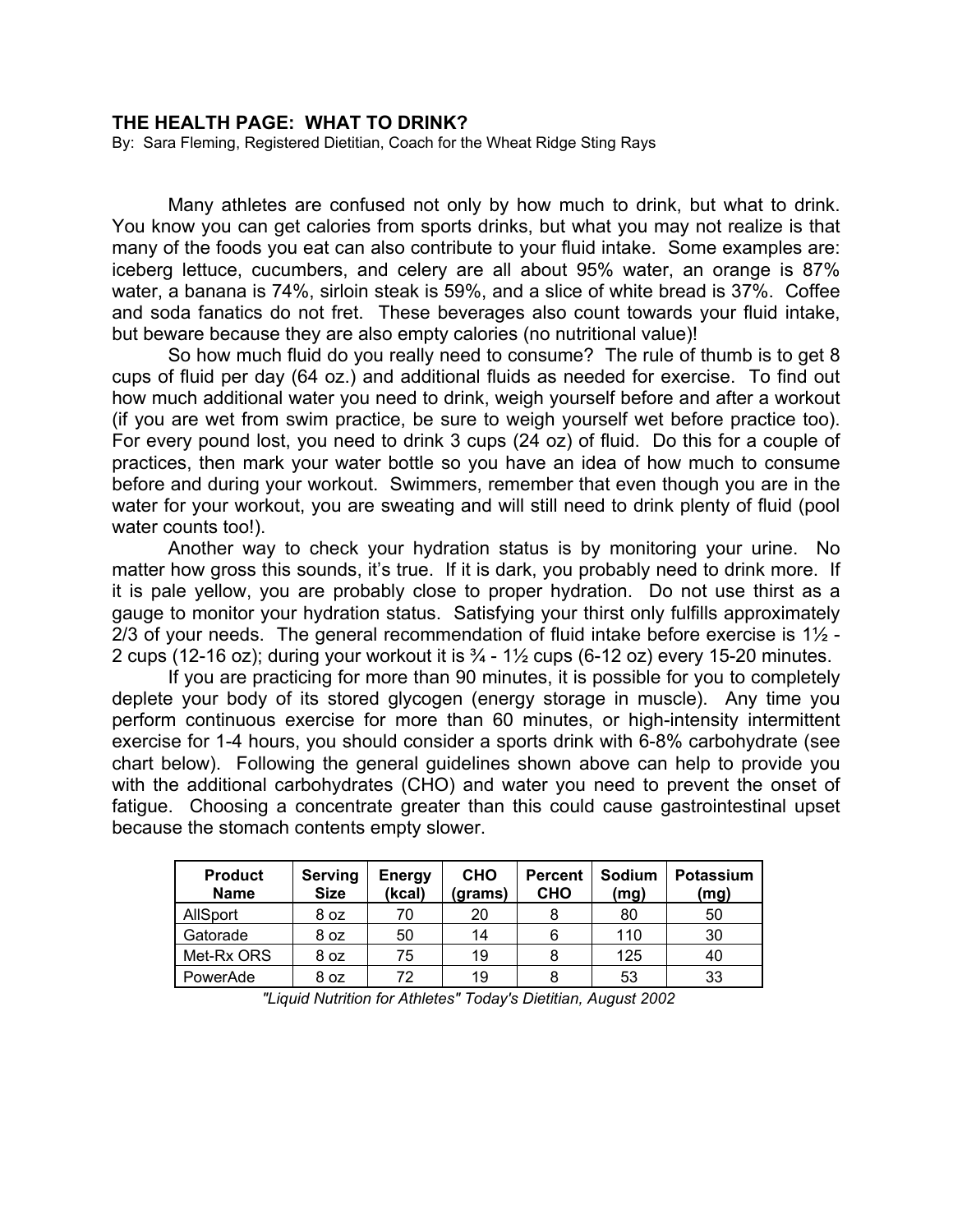## THE HEALTH PAGE: WHAT TO DRINK?

By: Sara Fleming, Registered Dietitian, Coach for the Wheat Ridge Sting Rays

Many athletes are confused not only by how much to drink, but what to drink. You know you can get calories from sports drinks, but what you may not realize is that many of the foods you eat can also contribute to your fluid intake. Some examples are: iceberg lettuce, cucumbers, and celery are all about 95% water, an orange is 87% water, a banana is 74%, sirloin steak is 59%, and a slice of white bread is 37%. Coffee and soda fanatics do not fret. These beverages also count towards your fluid intake, but beware because they are also empty calories (no nutritional value)!

So how much fluid do you really need to consume? The rule of thumb is to get 8 cups of fluid per day (64 oz.) and additional fluids as needed for exercise. To find out how much additional water you need to drink, weigh yourself before and after a workout (if you are wet from swim practice, be sure to weigh yourself wet before practice too). For every pound lost, you need to drink 3 cups (24 oz) of fluid. Do this for a couple of practices, then mark your water bottle so you have an idea of how much to consume before and during your workout. Swimmers, remember that even though you are in the water for your workout, you are sweating and will still need to drink plenty of fluid (pool water counts too!).

Another way to check your hydration status is by monitoring your urine. No matter how gross this sounds, it's true. If it is dark, you probably need to drink more. If it is pale yellow, you are probably close to proper hydration. Do not use thirst as a gauge to monitor your hydration status. Satisfying your thirst only fulfills approximately 2/3 of your needs. The general recommendation of fluid intake before exercise is 1½ - 2 cups (12-16 oz); during your workout it is ¾ - 1½ cups (6-12 oz) every 15-20 minutes.

If you are practicing for more than 90 minutes, it is possible for you to completely deplete your body of its stored glycogen (energy storage in muscle). Any time you perform continuous exercise for more than 60 minutes, or high-intensity intermittent exercise for 1-4 hours, you should consider a sports drink with 6-8% carbohydrate (see chart below). Following the general guidelines shown above can help to provide you with the additional carbohydrates (CHO) and water you need to prevent the onset of fatigue. Choosing a concentrate greater than this could cause gastrointestinal upset because the stomach contents empty slower.

| Product Name | Serving Size | Energy (kcal) | CHO (grams) | Percent CHO | Sodium (mg) | Potassium (mg) |
|---|---|---|---|---|---|---|
| AllSport | 8 oz | 70 | 20 | 8 | 80 | 50 |
| Gatorade | 8 oz | 50 | 14 | 6 | 110 | 30 |
| Met-Rx ORS | 8 oz | 75 | 19 | 8 | 125 | 40 |
| PowerAde | 8 oz | 72 | 19 | 8 | 53 | 33 |

*"Liquid Nutrition for Athletes" Today's Dietitian, August 2002*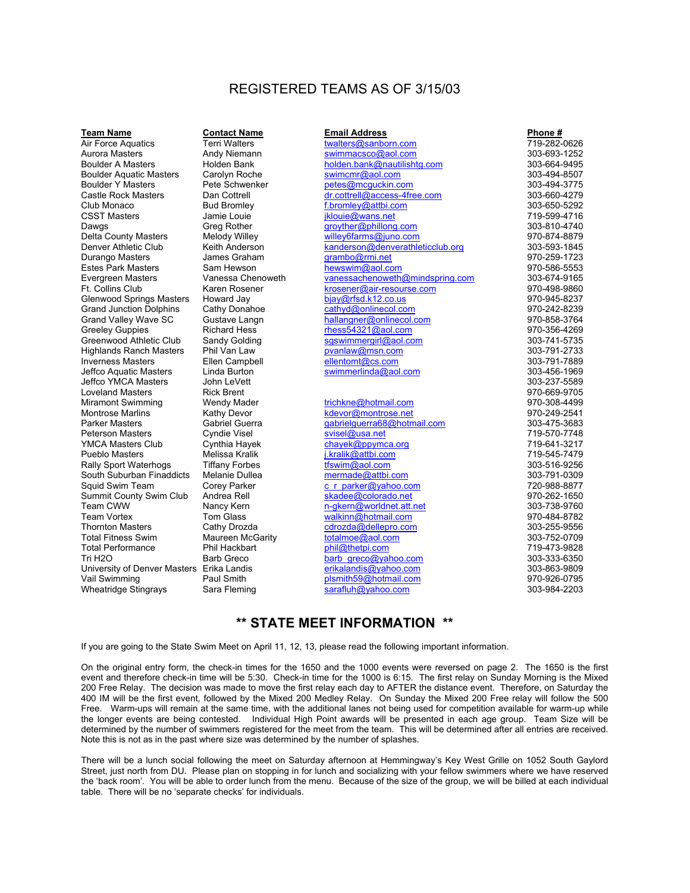# REGISTERED TEAMS AS OF 3/15/03

| Team Name | Contact Name | Email Address | Phone # |
|---|---|---|---|
| Air Force Aquatics | Terri Walters | twalters@sanborn.com | 719-282-0626 |
| Aurora Masters | Andy Niemann | swimmacsco@aol.com | 303-693-1252 |
| Boulder A Masters | Holden Bank | holden.bank@nautilishtg.com | 303-664-9495 |
| Boulder Aquatic Masters | Carolyn Roche | swimcmr@aol.com | 303-494-8507 |
| Boulder Y Masters | Pete Schwenker | petes@mcguckin.com | 303-494-3775 |
| Castle Rock Masters | Dan Cottrell | dr.cottrell@access-4free.com | 303-660-4279 |
| Club Monaco | Bud Bromley | f.bromley@attbi.com | 303-650-5292 |
| CSST Masters | Jamie Louie | jklouie@wans.net | 719-599-4716 |
| Dawgs | Greg Rother | groyther@phillong.com | 303-810-4740 |
| Delta County Masters | Melody Willey | willey6farms@juno.com | 970-874-8879 |
| Denver Athletic Club | Keith Anderson | kanderson@denverathleticclub.org | 303-593-1845 |
| Durango Masters | James Graham | grambo@rmi.net | 970-259-1723 |
| Estes Park Masters | Sam Hewson | hewswim@aol.com | 970-586-5553 |
| Evergreen Masters | Vanessa Chenoweth | vanessachenoweth@mindspring.com | 303-674-9165 |
| Ft. Collins Club | Karen Rosener | krosener@air-resourse.com | 970-498-9860 |
| Glenwood Springs Masters | Howard Jay | bjay@rfsd.k12.co.us | 970-945-8237 |
| Grand Junction Dolphins | Cathy Donahoe | cathyd@onlinecol.com | 970-242-8239 |
| Grand Valley Wave SC | Gustave Langn | hallangner@onlinecol.com | 970-858-3764 |
| Greeley Guppies | Richard Hess | rhess54321@aol.com | 970-356-4269 |
| Greenwood Athletic Club | Sandy Golding | sgswimmergirl@aol.com | 303-741-5735 |
| Highlands Ranch Masters | Phil Van Law | pvanlaw@msn.com | 303-791-2733 |
| Inverness Masters | Ellen Campbell | ellentomt@cs.com | 303-791-7889 |
| Jeffco Aquatic Masters | Linda Burton | swimmerlinda@aol.com | 303-456-1969 |
| Jeffco YMCA Masters | John LeVett | | 303-237-5589 |
| Loveland Masters | Rick Brent | | 970-669-9705 |
| Miramont Swimming | Wendy Mader | trichkne@hotmail.com | 970-308-4499 |
| Montrose Marlins | Kathy Devor | kdevor@montrose.net | 970-249-2541 |
| Parker Masters | Gabriel Guerra | gabrielguerra68@hotmail.com | 303-475-3683 |
| Peterson Masters | Cyndie Visel | svisel@usa.net | 719-570-7748 |
| YMCA Masters Club | Cynthia Hayek | chayek@ppymca.org | 719-641-3217 |
| Pueblo Masters | Melissa Kralik | j.kralik@attbi.com | 719-545-7479 |
| Rally Sport Waterhogs | Tiffany Forbes | tfswim@aol.com | 303-516-9256 |
| South Suburban Finaddicts | Melanie Dullea | mermade@attbi.com | 303-791-0309 |
| Squid Swim Team | Corey Parker | c_r_parker@yahoo.com | 720-988-8877 |
| Summit County Swim Club | Andrea Rell | skadee@colorado.net | 970-262-1650 |
| Team CWW | Nancy Kern | n-gkern@worldnet.att.net | 303-738-9760 |
| Team Vortex | Tom Glass | walkinn@hotmail.com | 970-484-8782 |
| Thornton Masters | Cathy Drozda | cdrozda@dellepro.com | 303-255-9556 |
| Total Fitness Swim | Maureen McGarity | totalmoe@aol.com | 303-752-0709 |
| Total Performance | Phil Hackbart | phil@thetpi.com | 719-473-9828 |
| Tri H2O | Barb Greco | barb_greco@yahoo.com | 303-333-6350 |
| University of Denver Masters | Erika Landis | erikalandis@yahoo.com | 303-863-9809 |
| Vail Swimming | Paul Smith | plsmith59@hotmail.com | 970-926-0795 |
| Wheatridge Stingrays | Sara Fleming | sarafluh@yahoo.com | 303-984-2203 |

## ** STATE MEET INFORMATION **

If you are going to the State Swim Meet on April 11, 12, 13, please read the following important information.

On the original entry form, the check-in times for the 1650 and the 1000 events were reversed on page 2. The 1650 is the first event and therefore check-in time will be 5:30. Check-in time for the 1000 is 6:15. The first relay on Sunday Morning is the Mixed 200 Free Relay. The decision was made to move the first relay each day to AFTER the distance event. Therefore, on Saturday the 400 IM will be the first event, followed by the Mixed 200 Medley Relay. On Sunday the Mixed 200 Free relay will follow the 500 Free. Warm-ups will remain at the same time, with the additional lanes not being used for competition available for warm-up while the longer events are being contested. Individual High Point awards will be presented in each age group. Team Size will be determined by the number of swimmers registered for the meet from the team. This will be determined after all entries are received. Note this is not as in the past where size was determined by the number of splashes.

There will be a lunch social following the meet on Saturday afternoon at Hemmingway's Key West Grille on 1052 South Gaylord Street, just north from DU. Please plan on stopping in for lunch and socializing with your fellow swimmers where we have reserved the 'back room'. You will be able to order lunch from the menu. Because of the size of the group, we will be billed at each individual table. There will be no 'separate checks' for individuals.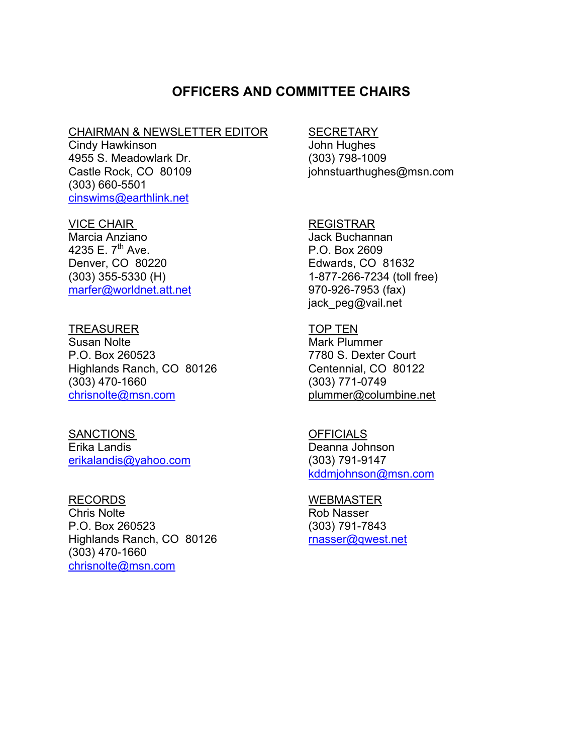# OFFICERS AND COMMITTEE CHAIRS

CHAIRMAN & NEWSLETTER EDITOR
Cindy Hawkinson
4955 S. Meadowlark Dr.
Castle Rock, CO 80109
(303) 660-5501
cinswims@earthlink.net

VICE CHAIR
Marcia Anziano
4235 E. 7th Ave.
Denver, CO 80220
(303) 355-5330 (H)
marfer@worldnet.att.net

TREASURER
Susan Nolte
P.O. Box 260523
Highlands Ranch, CO 80126
(303) 470-1660
chrisnolte@msn.com

SANCTIONS
Erika Landis
erikalandis@yahoo.com

RECORDS
Chris Nolte
P.O. Box 260523
Highlands Ranch, CO 80126
(303) 470-1660
chrisnolte@msn.com

SECRETARY
John Hughes
(303) 798-1009
johnstuarthughes@msn.com

REGISTRAR
Jack Buchannan
P.O. Box 2609
Edwards, CO 81632
1-877-266-7234 (toll free)
970-926-7953 (fax)
jack_peg@vail.net

TOP TEN
Mark Plummer
7780 S. Dexter Court
Centennial, CO 80122
(303) 771-0749
plummer@columbine.net

OFFICIALS
Deanna Johnson
(303) 791-9147
kddmjohnson@msn.com

WEBMASTER
Rob Nasser
(303) 791-7843
rnasser@qwest.net